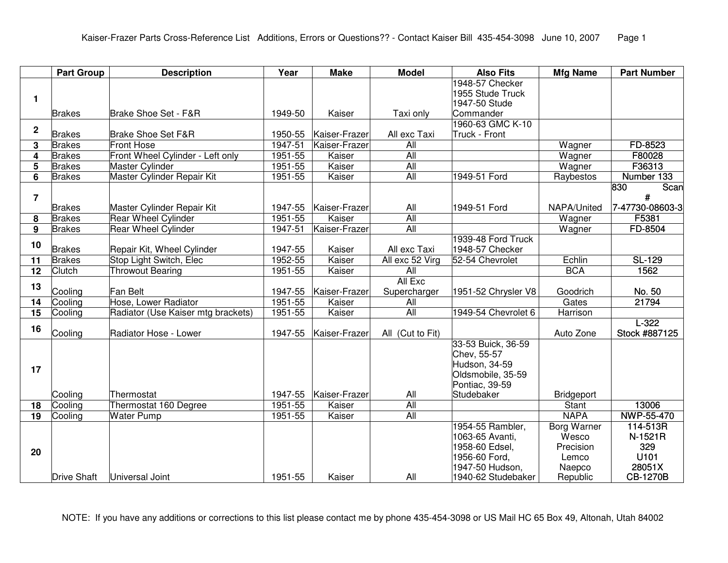Kaiser-Frazer Parts Cross-Reference List Additions, Errors or Questions?? - Contact Kaiser Bill 435-454-3098 June 10, 2007

| | Part Group | Description | Year | Make | Model | Also Fits | Mfg Name | Part Number |
|---|---|---|---|---|---|---|---|---|
| 1 | Brakes | Brake Shoe Set - F&R | 1949-50 | Kaiser | Taxi only | 1948-57 Checker 1955 Stude Truck 1947-50 Stude Commander | | |
| 2 | Brakes | Brake Shoe Set F&R | 1950-55 | Kaiser-Frazer | All exc Taxi | 1960-63 GMC K-10 Truck - Front | | |
| 3 | Brakes | Front Hose | 1947-51 | Kaiser-Frazer | All | | Wagner | FD-8523 |
| 4 | Brakes | Front Wheel Cylinder - Left only | 1951-55 | Kaiser | All | | Wagner | F80028 |
| 5 | Brakes | Master Cylinder | 1951-55 | Kaiser | All | | Wagner | F36313 |
| 6 | Brakes | Master Cylinder Repair Kit | 1951-55 | Kaiser | All | 1949-51 Ford | Raybestos | Number 133 |
| 7 | Brakes | Master Cylinder Repair Kit | 1947-55 | Kaiser-Frazer | All | 1949-51 Ford | NAPA/United | 830 Scan # 7-47730-08603-3 |
| 8 | Brakes | Rear Wheel Cylinder | 1951-55 | Kaiser | All | | Wagner | F5381 |
| 9 | Brakes | Rear Wheel Cylinder | 1947-51 | Kaiser-Frazer | All | | Wagner | FD-8504 |
| 10 | Brakes | Repair Kit, Wheel Cylinder | 1947-55 | Kaiser | All exc Taxi | 1939-48 Ford Truck 1948-57 Checker | | |
| 11 | Brakes | Stop Light Switch, Elec | 1952-55 | Kaiser | All exc 52 Virg | 52-54 Chevrolet | Echlin | SL-129 |
| 12 | Clutch | Throwout Bearing | 1951-55 | Kaiser | All | | BCA | 1562 |
| 13 | Cooling | Fan Belt | 1947-55 | Kaiser-Frazer | All Exc Supercharger | 1951-52 Chrysler V8 | Goodrich | No. 50 |
| 14 | Cooling | Hose, Lower Radiator | 1951-55 | Kaiser | All | | Gates | 21794 |
| 15 | Cooling | Radiator (Use Kaiser mtg brackets) | 1951-55 | Kaiser | All | 1949-54 Chevrolet 6 | Harrison | |
| 16 | Cooling | Radiator Hose - Lower | 1947-55 | Kaiser-Frazer | All (Cut to Fit) | | Auto Zone | L-322 Stock #887125 |
| 17 | Cooling | Thermostat | 1947-55 | Kaiser-Frazer | All | 33-53 Buick, 36-59 Chev, 55-57 Hudson, 34-59 Oldsmobile, 35-59 Pontiac, 39-59 Studebaker | Bridgeport | |
| 18 | Cooling | Thermostat 160 Degree | 1951-55 | Kaiser | All | | Stant | 13006 |
| 19 | Cooling | Water Pump | 1951-55 | Kaiser | All | | NAPA | NWP-55-470 |
| 20 | Drive Shaft | Universal Joint | 1951-55 | Kaiser | All | 1954-55 Rambler, 1063-65 Avanti, 1958-60 Edsel, 1956-60 Ford, 1947-50 Hudson, 1940-62 Studebaker | Borg Warner Wesco Precision Lemco Naepco Republic | 114-513R N-1521R 329 U101 28051X CB-1270B |

NOTE: If you have any additions or corrections to this list please contact me by phone 435-454-3098 or US Mail HC 65 Box 49, Altonah, Utah 84002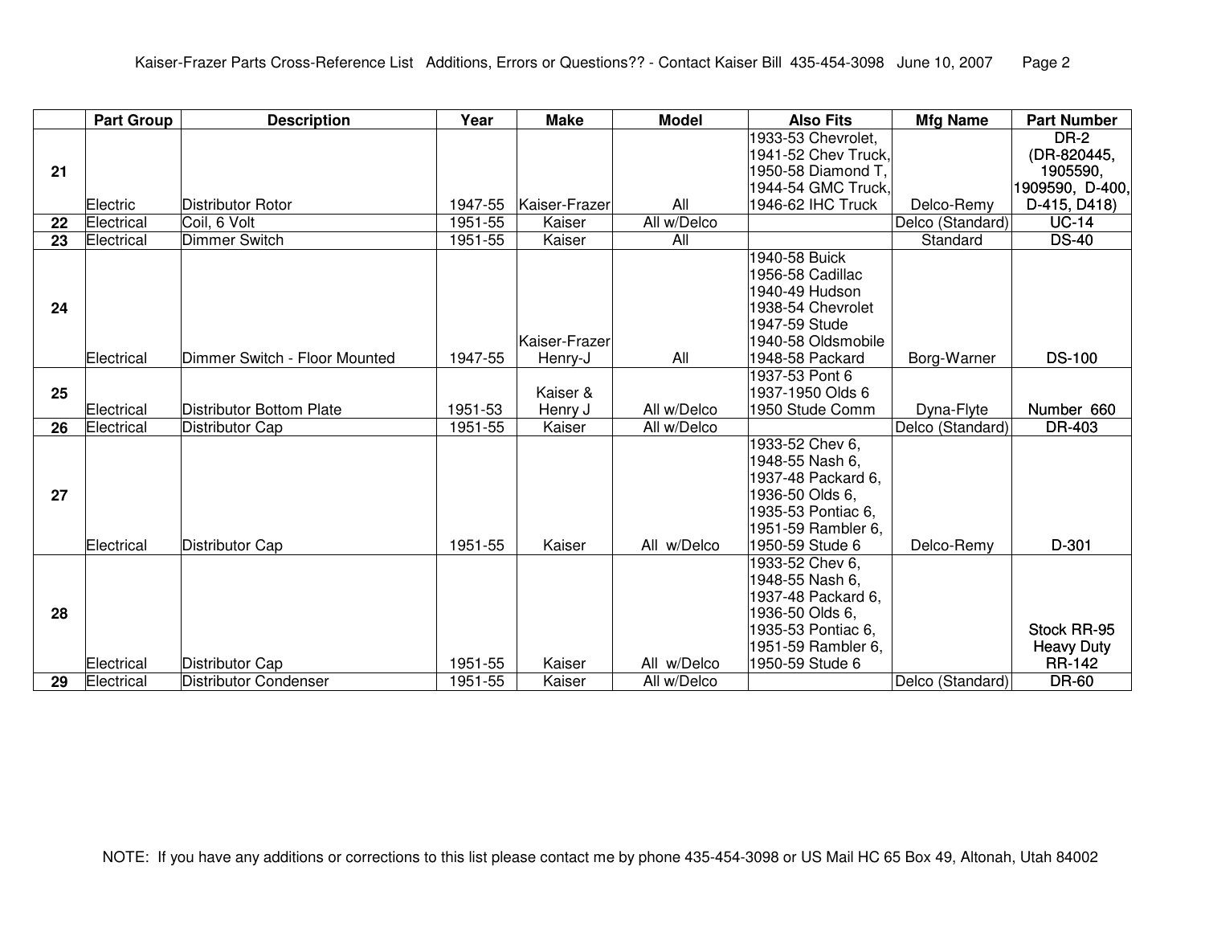|  | Part Group | Description | Year | Make | Model | Also Fits | Mfg Name | Part Number |
|---|---|---|---|---|---|---|---|---|
| 21 | Electric | Distributor Rotor | 1947-55 | Kaiser-Frazer | All | 1933-53 Chevrolet, 1941-52 Chev Truck, 1950-58 Diamond T, 1944-54 GMC Truck, 1946-62 IHC Truck | Delco-Remy | DR-2 (DR-820445, 1905590, 1909590, D-400, D-415, D418) |
| 22 | Electrical | Coil, 6 Volt | 1951-55 | Kaiser | All w/Delco |  | Delco (Standard) | UC-14 |
| 23 | Electrical | Dimmer Switch | 1951-55 | Kaiser | All |  | Standard | DS-40 |
| 24 | Electrical | Dimmer Switch - Floor Mounted | 1947-55 | Kaiser-Frazer Henry-J | All | 1940-58 Buick 1956-58 Cadillac 1940-49 Hudson 1938-54 Chevrolet 1947-59 Stude 1940-58 Oldsmobile 1948-58 Packard | Borg-Warner | DS-100 |
| 25 | Electrical | Distributor Bottom Plate | 1951-53 | Kaiser & Henry J | All w/Delco | 1937-53 Pont 6 1937-1950 Olds 6 1950 Stude Comm | Dyna-Flyte | Number 660 |
| 26 | Electrical | Distributor Cap | 1951-55 | Kaiser | All w/Delco |  | Delco (Standard) | DR-403 |
| 27 | Electrical | Distributor Cap | 1951-55 | Kaiser | All w/Delco | 1933-52 Chev 6, 1948-55 Nash 6, 1937-48 Packard 6, 1936-50 Olds 6, 1935-53 Pontiac 6, 1951-59 Rambler 6, 1950-59 Stude 6 | Delco-Remy | D-301 |
| 28 | Electrical | Distributor Cap | 1951-55 | Kaiser | All w/Delco | 1933-52 Chev 6, 1948-55 Nash 6, 1937-48 Packard 6, 1936-50 Olds 6, 1935-53 Pontiac 6, 1951-59 Rambler 6, 1950-59 Stude 6 |  | Stock RR-95 Heavy Duty RR-142 |
| 29 | Electrical | Distributor Condenser | 1951-55 | Kaiser | All w/Delco |  | Delco (Standard) | DR-60 |

NOTE: If you have any additions or corrections to this list please contact me by phone 435-454-3098 or US Mail HC 65 Box 49, Altonah, Utah 84002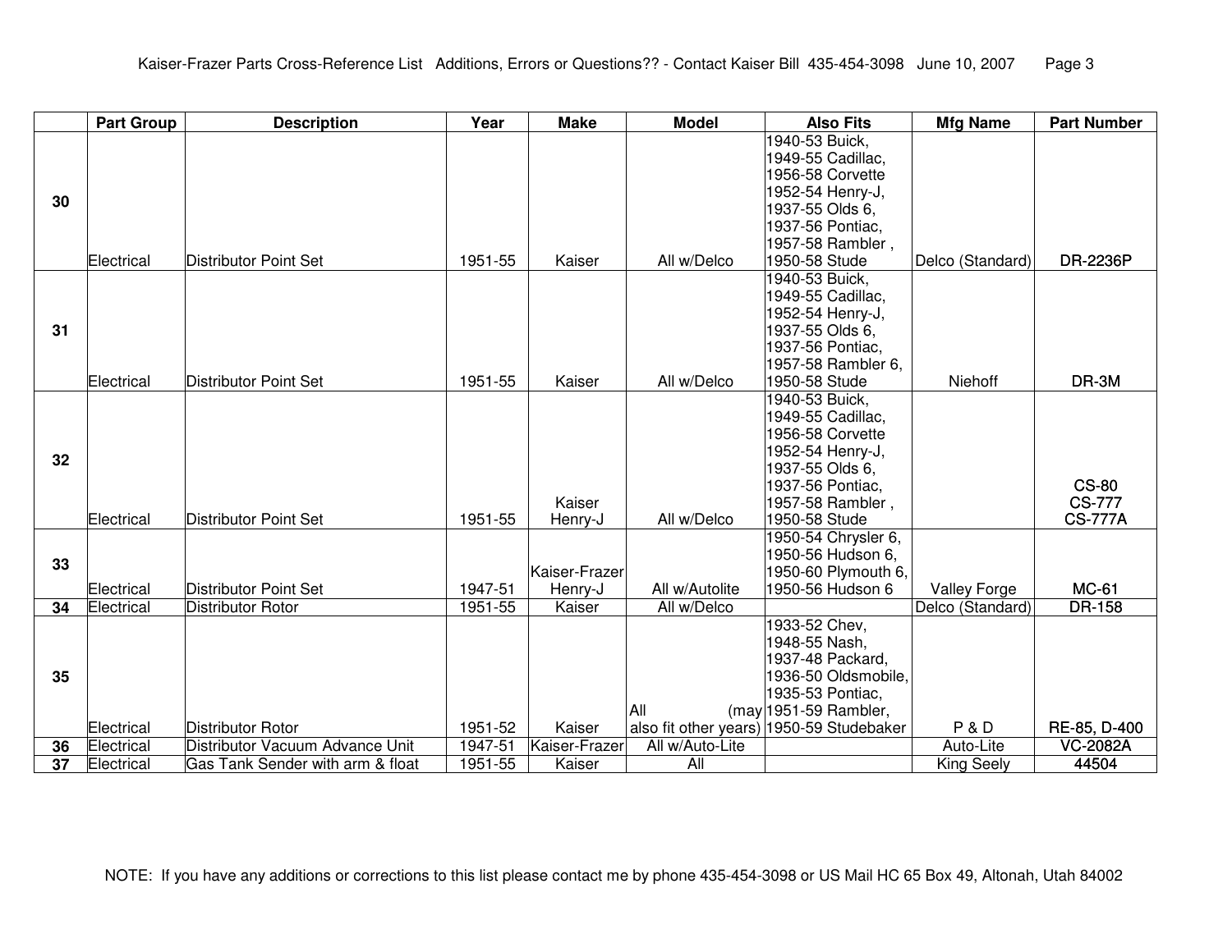| | Part Group | Description | Year | Make | Model | Also Fits | Mfg Name | Part Number |
|---|---|---|---|---|---|---|---|---|
| 30 | Electrical | Distributor Point Set | 1951-55 | Kaiser | All w/Delco | 1940-53 Buick, 1949-55 Cadillac, 1956-58 Corvette 1952-54 Henry-J, 1937-55 Olds 6, 1937-56 Pontiac, 1957-58 Rambler , 1950-58 Stude | Delco (Standard) | DR-2236P |
| 31 | Electrical | Distributor Point Set | 1951-55 | Kaiser | All w/Delco | 1940-53 Buick, 1949-55 Cadillac, 1952-54 Henry-J, 1937-55 Olds 6, 1937-56 Pontiac, 1957-58 Rambler 6, 1950-58 Stude | Niehoff | DR-3M |
| 32 | Electrical | Distributor Point Set | 1951-55 | Kaiser Henry-J | All w/Delco | 1940-53 Buick, 1949-55 Cadillac, 1956-58 Corvette 1952-54 Henry-J, 1937-55 Olds 6, 1937-56 Pontiac, 1957-58 Rambler , 1950-58 Stude | | CS-80 CS-777 CS-777A |
| 33 | Electrical | Distributor Point Set | 1947-51 | Kaiser-Frazer Henry-J | All w/Autolite | 1950-54 Chrysler 6, 1950-56 Hudson 6, 1950-60 Plymouth 6, 1950-56 Hudson 6 | Valley Forge | MC-61 |
| 34 | Electrical | Distributor Rotor | 1951-55 | Kaiser | All w/Delco | | Delco (Standard) | DR-158 |
| 35 | Electrical | Distributor Rotor | 1951-52 | Kaiser | All (may also fit other years) | 1933-52 Chev, 1948-55 Nash, 1937-48 Packard, 1936-50 Oldsmobile, 1935-53 Pontiac, 1951-59 Rambler, 1950-59 Studebaker | P & D | RE-85, D-400 |
| 36 | Electrical | Distributor Vacuum Advance Unit | 1947-51 | Kaiser-Frazer | All w/Auto-Lite | | Auto-Lite | VC-2082A |
| 37 | Electrical | Gas Tank Sender with arm & float | 1951-55 | Kaiser | All | | King Seely | 44504 |

NOTE: If you have any additions or corrections to this list please contact me by phone 435-454-3098 or US Mail HC 65 Box 49, Altonah, Utah 84002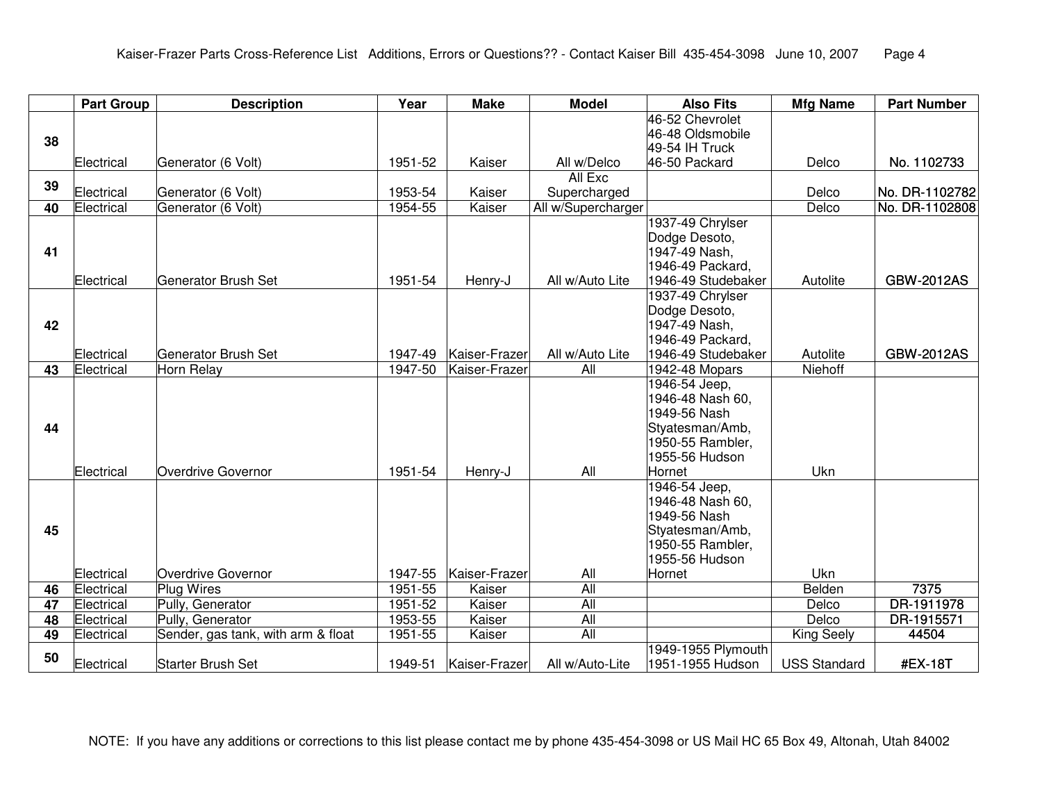| | Part Group | Description | Year | Make | Model | Also Fits | Mfg Name | Part Number |
|---|---|---|---|---|---|---|---|---|
| 38 | Electrical | Generator (6 Volt) | 1951-52 | Kaiser | All w/Delco | 46-52 Chevrolet 46-48 Oldsmobile 49-54 IH Truck 46-50 Packard | Delco | No. 1102733 |
| 39 | Electrical | Generator (6 Volt) | 1953-54 | Kaiser | All Exc Supercharged | | Delco | No. DR-1102782 |
| 40 | Electrical | Generator (6 Volt) | 1954-55 | Kaiser | All w/Supercharger | | Delco | No. DR-1102808 |
| 41 | Electrical | Generator Brush Set | 1951-54 | Henry-J | All w/Auto Lite | 1937-49 Chrylser Dodge Desoto, 1947-49 Nash, 1946-49 Packard, 1946-49 Studebaker | Autolite | GBW-2012AS |
| 42 | Electrical | Generator Brush Set | 1947-49 | Kaiser-Frazer | All w/Auto Lite | 1937-49 Chrylser Dodge Desoto, 1947-49 Nash, 1946-49 Packard, 1946-49 Studebaker | Autolite | GBW-2012AS |
| 43 | Electrical | Horn Relay | 1947-50 | Kaiser-Frazer | All | 1942-48 Mopars | Niehoff | |
| 44 | Electrical | Overdrive Governor | 1951-54 | Henry-J | All | 1946-54 Jeep, 1946-48 Nash 60, 1949-56 Nash Styatesman/Amb, 1950-55 Rambler, 1955-56 Hudson Hornet | Ukn | |
| 45 | Electrical | Overdrive Governor | 1947-55 | Kaiser-Frazer | All | 1946-54 Jeep, 1946-48 Nash 60, 1949-56 Nash Styatesman/Amb, 1950-55 Rambler, 1955-56 Hudson Hornet | Ukn | |
| 46 | Electrical | Plug Wires | 1951-55 | Kaiser | All | | Belden | 7375 |
| 47 | Electrical | Pully, Generator | 1951-52 | Kaiser | All | | Delco | DR-1911978 |
| 48 | Electrical | Pully, Generator | 1953-55 | Kaiser | All | | Delco | DR-1915571 |
| 49 | Electrical | Sender, gas tank, with arm & float | 1951-55 | Kaiser | All | | King Seely | 44504 |
| 50 | Electrical | Starter Brush Set | 1949-51 | Kaiser-Frazer | All w/Auto-Lite | 1949-1955 Plymouth 1951-1955 Hudson | USS Standard | #EX-18T |

NOTE: If you have any additions or corrections to this list please contact me by phone 435-454-3098 or US Mail HC 65 Box 49, Altonah, Utah 84002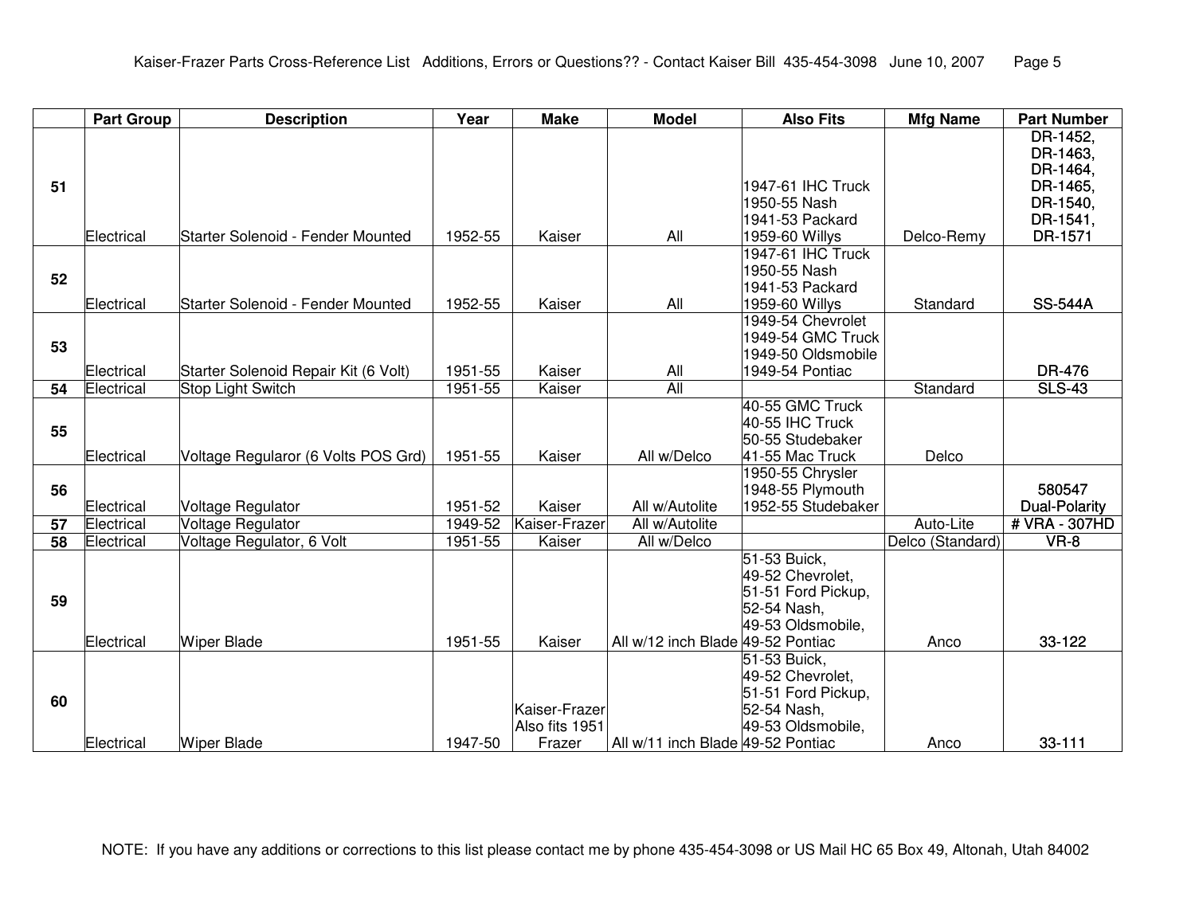| | Part Group | Description | Year | Make | Model | Also Fits | Mfg Name | Part Number |
|---|---|---|---|---|---|---|---|---|
| 51 | Electrical | Starter Solenoid - Fender Mounted | 1952-55 | Kaiser | All | 1947-61 IHC Truck 1950-55 Nash 1941-53 Packard 1959-60 Willys | Delco-Remy | DR-1452, DR-1463, DR-1464, DR-1465, DR-1540, DR-1541, DR-1571 |
| 52 | Electrical | Starter Solenoid - Fender Mounted | 1952-55 | Kaiser | All | 1947-61 IHC Truck 1950-55 Nash 1941-53 Packard 1959-60 Willys | Standard | SS-544A |
| 53 | Electrical | Starter Solenoid Repair Kit (6 Volt) | 1951-55 | Kaiser | All | 1949-54 Chevrolet 1949-54 GMC Truck 1949-50 Oldsmobile 1949-54 Pontiac | | DR-476 |
| 54 | Electrical | Stop Light Switch | 1951-55 | Kaiser | All | | Standard | SLS-43 |
| 55 | Electrical | Voltage Regularor (6 Volts POS Grd) | 1951-55 | Kaiser | All w/Delco | 40-55 GMC Truck 40-55 IHC Truck 50-55 Studebaker 41-55 Mac Truck | Delco | |
| 56 | Electrical | Voltage Regulator | 1951-52 | Kaiser | All w/Autolite | 1950-55 Chrysler 1948-55 Plymouth 1952-55 Studebaker | | 580547 Dual-Polarity |
| 57 | Electrical | Voltage Regulator | 1949-52 | Kaiser-Frazer | All w/Autolite | | Auto-Lite | # VRA - 307HD |
| 58 | Electrical | Voltage Regulator, 6 Volt | 1951-55 | Kaiser | All w/Delco | | Delco (Standard) | VR-8 |
| 59 | Electrical | Wiper Blade | 1951-55 | Kaiser | All w/12 inch Blade | 51-53 Buick, 49-52 Chevrolet, 51-51 Ford Pickup, 52-54 Nash, 49-53 Oldsmobile, 49-52 Pontiac | Anco | 33-122 |
| 60 | Electrical | Wiper Blade | 1947-50 | Kaiser-Frazer Also fits 1951 Frazer | All w/11 inch Blade | 51-53 Buick, 49-52 Chevrolet, 51-51 Ford Pickup, 52-54 Nash, 49-53 Oldsmobile, 49-52 Pontiac | Anco | 33-111 |

NOTE: If you have any additions or corrections to this list please contact me by phone 435-454-3098 or US Mail HC 65 Box 49, Altonah, Utah 84002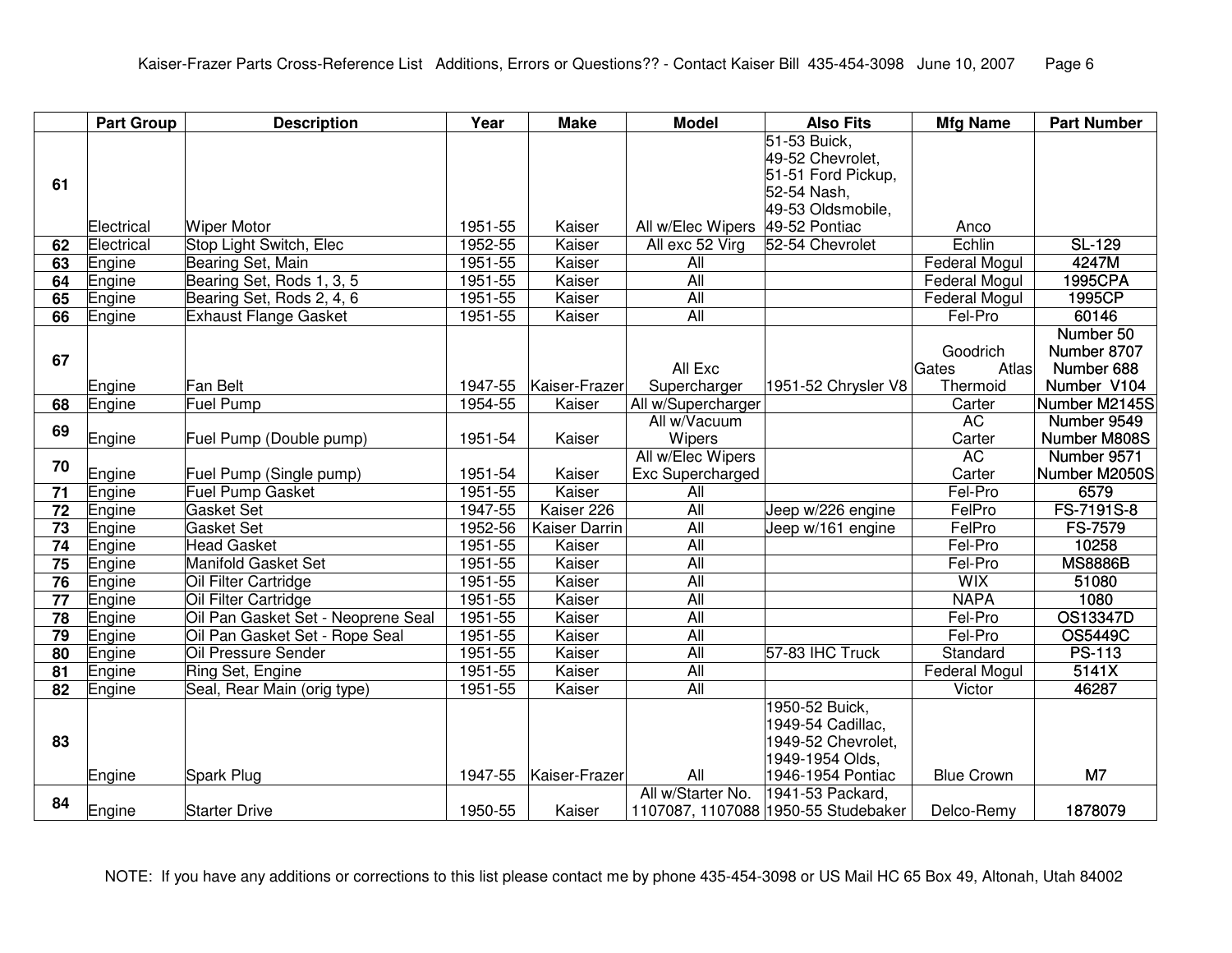|  | Part Group | Description | Year | Make | Model | Also Fits | Mfg Name | Part Number |
|---|---|---|---|---|---|---|---|---|
| 61 | Electrical | Wiper Motor | 1951-55 | Kaiser | All w/Elec Wipers | 51-53 Buick, 49-52 Chevrolet, 51-51 Ford Pickup, 52-54 Nash, 49-53 Oldsmobile, 49-52 Pontiac | Anco |  |
| 62 | Electrical | Stop Light Switch, Elec | 1952-55 | Kaiser | All exc 52 Virg | 52-54 Chevrolet | Echlin | SL-129 |
| 63 | Engine | Bearing Set, Main | 1951-55 | Kaiser | All |  | Federal Mogul | 4247M |
| 64 | Engine | Bearing Set, Rods 1, 3, 5 | 1951-55 | Kaiser | All |  | Federal Mogul | 1995CPA |
| 65 | Engine | Bearing Set, Rods 2, 4, 6 | 1951-55 | Kaiser | All |  | Federal Mogul | 1995CP |
| 66 | Engine | Exhaust Flange Gasket | 1951-55 | Kaiser | All |  | Fel-Pro | 60146 |
| 67 | Engine | Fan Belt | 1947-55 | Kaiser-Frazer | All Exc Supercharger | 1951-52 Chrysler V8 | Goodrich Gates Atlas Thermoid | Number 50 Number 8707 Number 688 Number V104 |
| 68 | Engine | Fuel Pump | 1954-55 | Kaiser | All w/Supercharger |  | Carter | Number M2145S |
| 69 | Engine | Fuel Pump (Double pump) | 1951-54 | Kaiser | All w/Vacuum Wipers |  | AC Carter | Number 9549 Number M808S |
| 70 | Engine | Fuel Pump (Single pump) | 1951-54 | Kaiser | All w/Elec Wipers Exc Supercharged |  | AC Carter | Number 9571 Number M2050S |
| 71 | Engine | Fuel Pump Gasket | 1951-55 | Kaiser | All |  | Fel-Pro | 6579 |
| 72 | Engine | Gasket Set | 1947-55 | Kaiser 226 | All | Jeep w/226 engine | FelPro | FS-7191S-8 |
| 73 | Engine | Gasket Set | 1952-56 | Kaiser Darrin | All | Jeep w/161 engine | FelPro | FS-7579 |
| 74 | Engine | Head Gasket | 1951-55 | Kaiser | All |  | Fel-Pro | 10258 |
| 75 | Engine | Manifold Gasket Set | 1951-55 | Kaiser | All |  | Fel-Pro | MS8886B |
| 76 | Engine | Oil Filter Cartridge | 1951-55 | Kaiser | All |  | WIX | 51080 |
| 77 | Engine | Oil Filter Cartridge | 1951-55 | Kaiser | All |  | NAPA | 1080 |
| 78 | Engine | Oil Pan Gasket Set - Neoprene Seal | 1951-55 | Kaiser | All |  | Fel-Pro | OS13347D |
| 79 | Engine | Oil Pan Gasket Set - Rope Seal | 1951-55 | Kaiser | All |  | Fel-Pro | OS5449C |
| 80 | Engine | Oil Pressure Sender | 1951-55 | Kaiser | All | 57-83 IHC Truck | Standard | PS-113 |
| 81 | Engine | Ring Set, Engine | 1951-55 | Kaiser | All |  | Federal Mogul | 5141X |
| 82 | Engine | Seal, Rear Main (orig type) | 1951-55 | Kaiser | All |  | Victor | 46287 |
| 83 | Engine | Spark Plug | 1947-55 | Kaiser-Frazer | All | 1950-52 Buick, 1949-54 Cadillac, 1949-52 Chevrolet, 1949-1954 Olds, 1946-1954 Pontiac | Blue Crown | M7 |
| 84 | Engine | Starter Drive | 1950-55 | Kaiser | All w/Starter No. 1107087, 1107088 | 1941-53 Packard, 1950-55 Studebaker | Delco-Remy | 1878079 |

NOTE: If you have any additions or corrections to this list please contact me by phone 435-454-3098 or US Mail HC 65 Box 49, Altonah, Utah 84002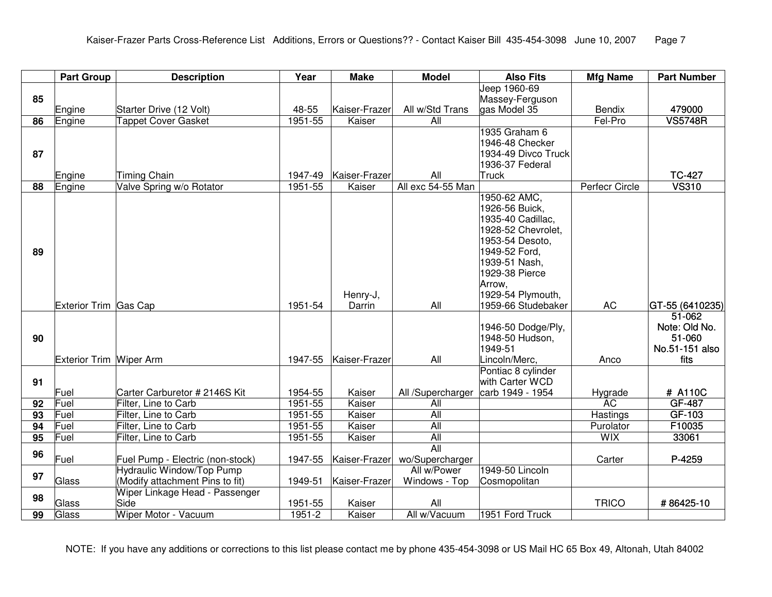| | Part Group | Description | Year | Make | Model | Also Fits | Mfg Name | Part Number |
|---|---|---|---|---|---|---|---|---|
| 85 | Engine | Starter Drive (12 Volt) | 48-55 | Kaiser-Frazer | All w/Std Trans | Jeep 1960-69 Massey-Ferguson gas Model 35 | Bendix | 479000 |
| 86 | Engine | Tappet Cover Gasket | 1951-55 | Kaiser | All | | Fel-Pro | VS5748R |
| 87 | Engine | Timing Chain | 1947-49 | Kaiser-Frazer | All | 1935 Graham 6 1946-48 Checker 1934-49 Divco Truck 1936-37 Federal Truck | | TC-427 |
| 88 | Engine | Valve Spring w/o Rotator | 1951-55 | Kaiser | All exc 54-55 Man | | Perfecr Circle | VS310 |
| 89 | Exterior Trim | Gas Cap | 1951-54 | Henry-J, Darrin | All | 1950-62 AMC, 1926-56 Buick, 1935-40 Cadillac, 1928-52 Chevrolet, 1953-54 Desoto, 1949-52 Ford, 1939-51 Nash, 1929-38 Pierce Arrow, 1929-54 Plymouth, 1959-66 Studebaker | AC | GT-55 (6410235) |
| 90 | Exterior Trim | Wiper Arm | 1947-55 | Kaiser-Frazer | All | 1946-50 Dodge/Ply, 1948-50 Hudson, 1949-51 Lincoln/Merc, | Anco | 51-062 Note: Old No. 51-060 No.51-151 also fits |
| 91 | Fuel | Carter Carburetor # 2146S Kit | 1954-55 | Kaiser | All /Supercharger | Pontiac 8 cylinder with Carter WCD carb 1949 - 1954 | Hygrade | # A110C |
| 92 | Fuel | Filter, Line to Carb | 1951-55 | Kaiser | All | | AC | GF-487 |
| 93 | Fuel | Filter, Line to Carb | 1951-55 | Kaiser | All | | Hastings | GF-103 |
| 94 | Fuel | Filter, Line to Carb | 1951-55 | Kaiser | All | | Purolator | F10035 |
| 95 | Fuel | Filter, Line to Carb | 1951-55 | Kaiser | All | | WIX | 33061 |
| 96 | Fuel | Fuel Pump - Electric (non-stock) | 1947-55 | Kaiser-Frazer | All wo/Supercharger | | Carter | P-4259 |
| 97 | Glass | Hydraulic Window/Top Pump (Modify attachment Pins to fit) | 1949-51 | Kaiser-Frazer | All w/Power Windows - Top | 1949-50 Lincoln Cosmopolitan | | |
| 98 | Glass | Wiper Linkage Head - Passenger Side | 1951-55 | Kaiser | All | | TRICO | # 86425-10 |
| 99 | Glass | Wiper Motor - Vacuum | 1951-2 | Kaiser | All w/Vacuum | 1951 Ford Truck | | |

NOTE: If you have any additions or corrections to this list please contact me by phone 435-454-3098 or US Mail HC 65 Box 49, Altonah, Utah 84002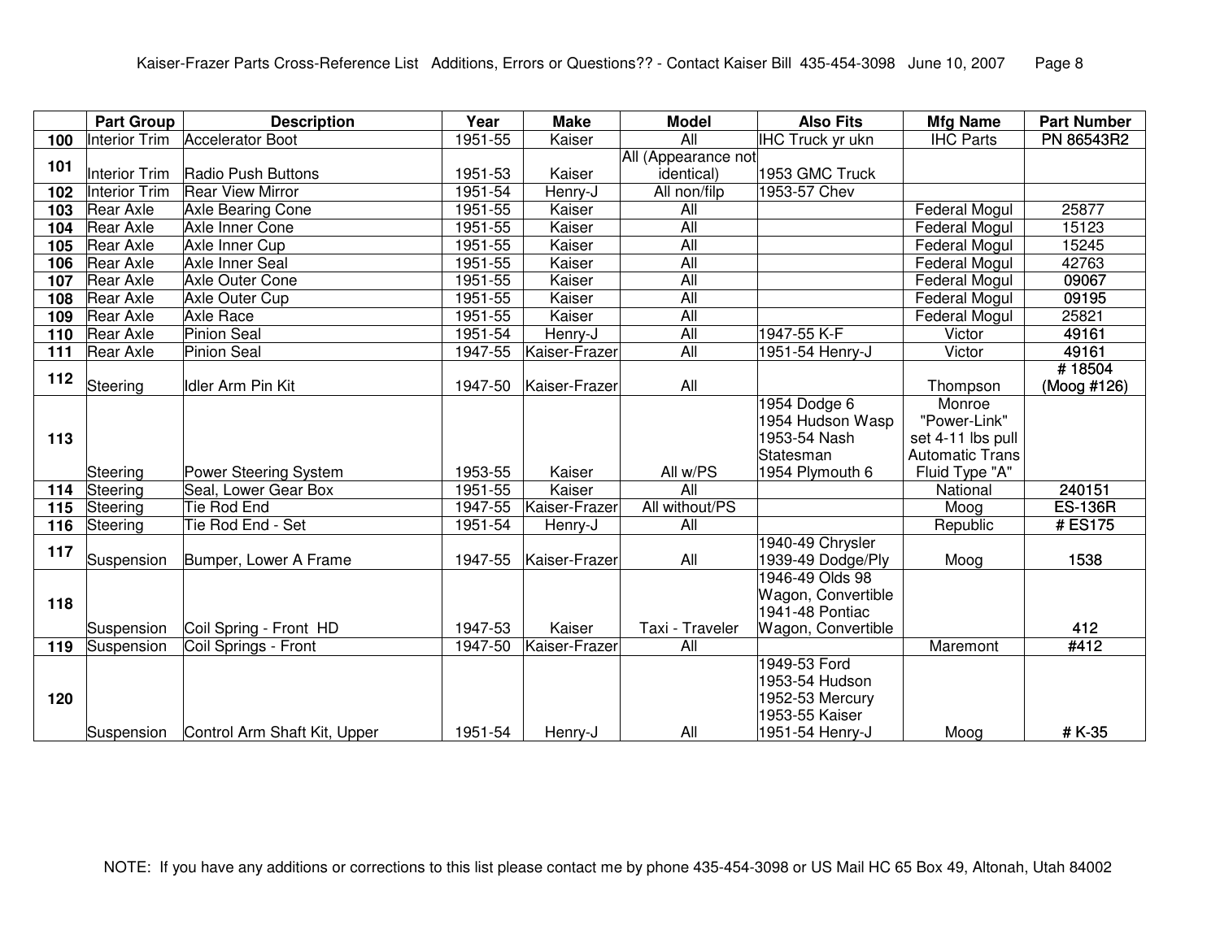| | Part Group | Description | Year | Make | Model | Also Fits | Mfg Name | Part Number |
|---|---|---|---|---|---|---|---|---|
| 100 | Interior Trim | Accelerator Boot | 1951-55 | Kaiser | All | IHC Truck yr ukn | IHC Parts | PN 86543R2 |
| 101 | Interior Trim | Radio Push Buttons | 1951-53 | Kaiser | All (Appearance not identical) | 1953 GMC Truck | | |
| 102 | Interior Trim | Rear View Mirror | 1951-54 | Henry-J | All non/filp | 1953-57 Chev | | |
| 103 | Rear Axle | Axle Bearing Cone | 1951-55 | Kaiser | All | | Federal Mogul | 25877 |
| 104 | Rear Axle | Axle Inner Cone | 1951-55 | Kaiser | All | | Federal Mogul | 15123 |
| 105 | Rear Axle | Axle Inner Cup | 1951-55 | Kaiser | All | | Federal Mogul | 15245 |
| 106 | Rear Axle | Axle Inner Seal | 1951-55 | Kaiser | All | | Federal Mogul | 42763 |
| 107 | Rear Axle | Axle Outer Cone | 1951-55 | Kaiser | All | | Federal Mogul | 09067 |
| 108 | Rear Axle | Axle Outer Cup | 1951-55 | Kaiser | All | | Federal Mogul | 09195 |
| 109 | Rear Axle | Axle Race | 1951-55 | Kaiser | All | | Federal Mogul | 25821 |
| 110 | Rear Axle | Pinion Seal | 1951-54 | Henry-J | All | 1947-55 K-F | Victor | 49161 |
| 111 | Rear Axle | Pinion Seal | 1947-55 | Kaiser-Frazer | All | 1951-54 Henry-J | Victor | 49161 |
| 112 | Steering | Idler Arm Pin Kit | 1947-50 | Kaiser-Frazer | All | | Thompson | # 18504 (Moog #126) |
| 113 | Steering | Power Steering System | 1953-55 | Kaiser | All w/PS | 1954 Dodge 6 1954 Hudson Wasp 1953-54 Nash Statesman 1954 Plymouth 6 | Monroe "Power-Link" set 4-11 lbs pull Automatic Trans Fluid Type "A" | |
| 114 | Steering | Seal, Lower Gear Box | 1951-55 | Kaiser | All | | National | 240151 |
| 115 | Steering | Tie Rod End | 1947-55 | Kaiser-Frazer | All without/PS | | Moog | ES-136R |
| 116 | Steering | Tie Rod End - Set | 1951-54 | Henry-J | All | | Republic | # ES175 |
| 117 | Suspension | Bumper, Lower A Frame | 1947-55 | Kaiser-Frazer | All | 1940-49 Chrysler 1939-49 Dodge/Ply | Moog | 1538 |
| 118 | Suspension | Coil Spring - Front HD | 1947-53 | Kaiser | Taxi - Traveler | 1946-49 Olds 98 Wagon, Convertible 1941-48 Pontiac Wagon, Convertible | | 412 |
| 119 | Suspension | Coil Springs - Front | 1947-50 | Kaiser-Frazer | All | | Maremont | #412 |
| 120 | Suspension | Control Arm Shaft Kit, Upper | 1951-54 | Henry-J | All | 1949-53 Ford 1953-54 Hudson 1952-53 Mercury 1953-55 Kaiser 1951-54 Henry-J | Moog | # K-35 |

NOTE: If you have any additions or corrections to this list please contact me by phone 435-454-3098 or US Mail HC 65 Box 49, Altonah, Utah 84002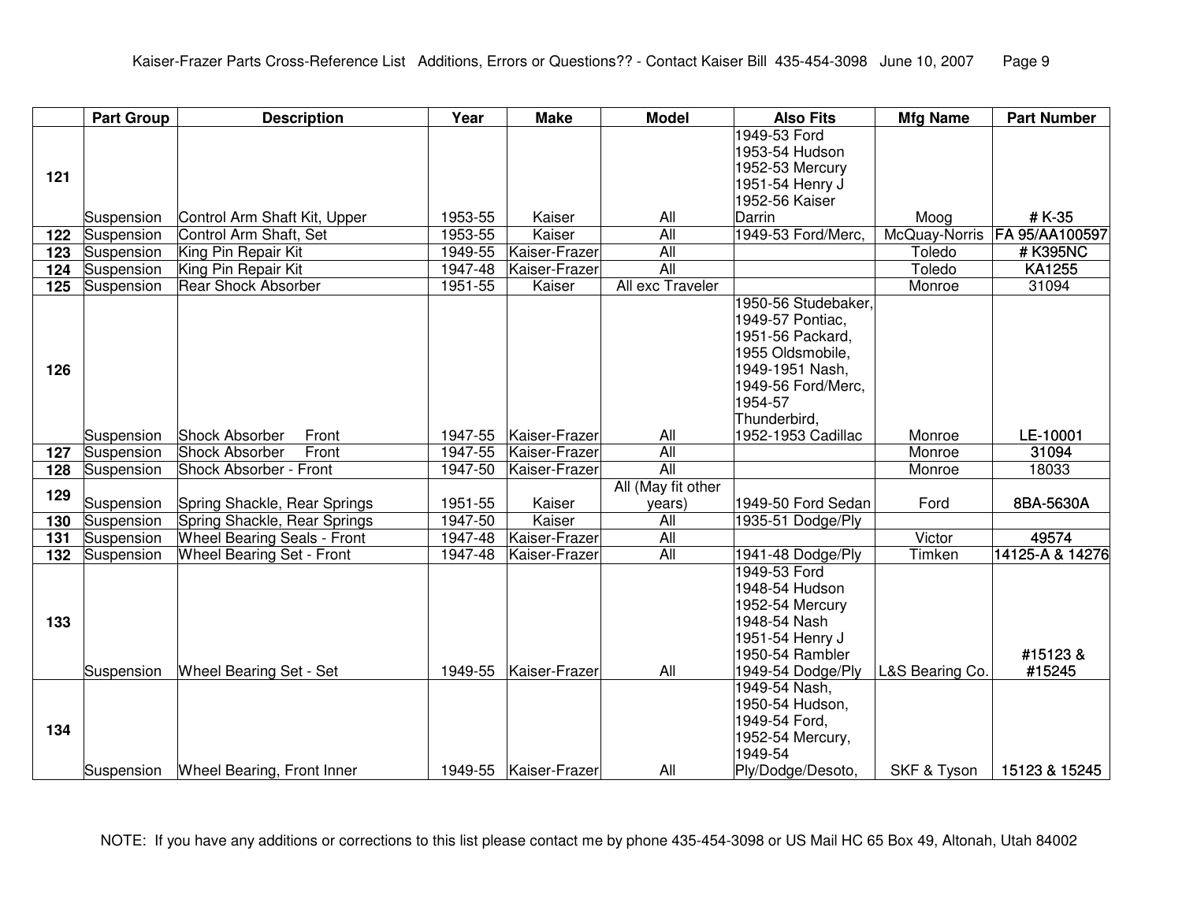| | Part Group | Description | Year | Make | Model | Also Fits | Mfg Name | Part Number |
|---|---|---|---|---|---|---|---|---|
| 121 | Suspension | Control Arm Shaft Kit, Upper | 1953-55 | Kaiser | All | 1949-53 Ford 1953-54 Hudson 1952-53 Mercury 1951-54 Henry J 1952-56 Kaiser Darrin | Moog | # K-35 |
| 122 | Suspension | Control Arm Shaft, Set | 1953-55 | Kaiser | All | 1949-53 Ford/Merc, | McQuay-Norris | FA 95/AA100597 |
| 123 | Suspension | King Pin Repair Kit | 1949-55 | Kaiser-Frazer | All | | Toledo | # K395NC |
| 124 | Suspension | King Pin Repair Kit | 1947-48 | Kaiser-Frazer | All | | Toledo | KA1255 |
| 125 | Suspension | Rear Shock Absorber | 1951-55 | Kaiser | All exc Traveler | | Monroe | 31094 |
| 126 | Suspension | Shock Absorber Front | 1947-55 | Kaiser-Frazer | All | 1950-56 Studebaker, 1949-57 Pontiac, 1951-56 Packard, 1955 Oldsmobile, 1949-1951 Nash, 1949-56 Ford/Merc, 1954-57 Thunderbird, 1952-1953 Cadillac | Monroe | LE-10001 |
| 127 | Suspension | Shock Absorber Front | 1947-55 | Kaiser-Frazer | All | | Monroe | 31094 |
| 128 | Suspension | Shock Absorber - Front | 1947-50 | Kaiser-Frazer | All | | Monroe | 18033 |
| 129 | Suspension | Spring Shackle, Rear Springs | 1951-55 | Kaiser | All (May fit other years) | 1949-50 Ford Sedan | Ford | 8BA-5630A |
| 130 | Suspension | Spring Shackle, Rear Springs | 1947-50 | Kaiser | All | 1935-51 Dodge/Ply | | |
| 131 | Suspension | Wheel Bearing Seals - Front | 1947-48 | Kaiser-Frazer | All | | Victor | 49574 |
| 132 | Suspension | Wheel Bearing Set - Front | 1947-48 | Kaiser-Frazer | All | 1941-48 Dodge/Ply | Timken | 14125-A & 14276 |
| 133 | Suspension | Wheel Bearing Set - Set | 1949-55 | Kaiser-Frazer | All | 1949-53 Ford 1948-54 Hudson 1952-54 Mercury 1948-54 Nash 1951-54 Henry J 1950-54 Rambler 1949-54 Dodge/Ply | L&S Bearing Co. | #15123 & #15245 |
| 134 | Suspension | Wheel Bearing, Front Inner | 1949-55 | Kaiser-Frazer | All | 1949-54 Nash, 1950-54 Hudson, 1949-54 Ford, 1952-54 Mercury, 1949-54 Ply/Dodge/Desoto, | SKF & Tyson | 15123 & 15245 |

NOTE: If you have any additions or corrections to this list please contact me by phone 435-454-3098 or US Mail HC 65 Box 49, Altonah, Utah 84002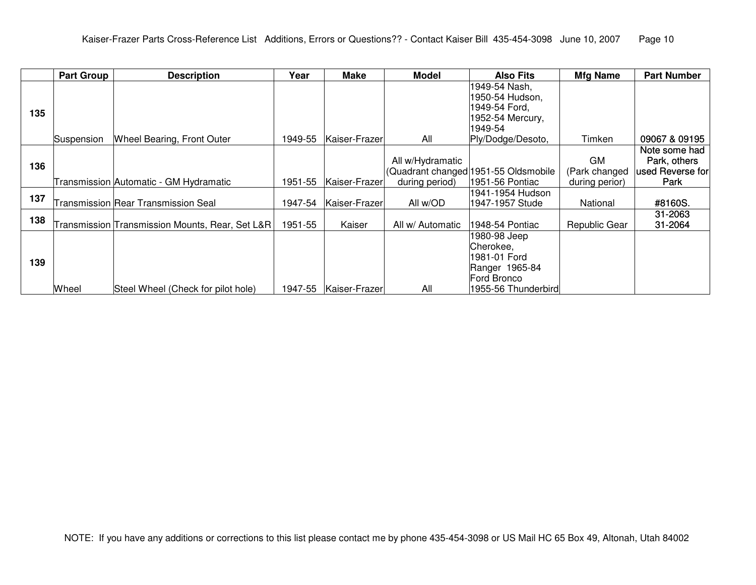| | Part Group | Description | Year | Make | Model | Also Fits | Mfg Name | Part Number |
|---|---|---|---|---|---|---|---|---|
| 135 | Suspension | Wheel Bearing, Front Outer | 1949-55 | Kaiser-Frazer | All | 1949-54 Nash, 1950-54 Hudson, 1949-54 Ford, 1952-54 Mercury, 1949-54 Ply/Dodge/Desoto, | Timken | 09067 & 09195 |
| 136 | Transmission | Automatic - GM Hydramatic | 1951-55 | Kaiser-Frazer | All w/Hydramatic (Quadrant changed during period) | 1951-55 Oldsmobile 1951-56 Pontiac | GM (Park changed during perior) | Note some had Park, others used Reverse for Park |
| 137 | Transmission | Rear Transmission Seal | 1947-54 | Kaiser-Frazer | All w/OD | 1941-1954 Hudson 1947-1957 Stude | National | #8160S. |
| 138 | Transmission | Transmission Mounts, Rear, Set L&R | 1951-55 | Kaiser | All w/ Automatic | 1948-54 Pontiac | Republic Gear | 31-2063 31-2064 |
| 139 | Wheel | Steel Wheel (Check for pilot hole) | 1947-55 | Kaiser-Frazer | All | 1980-98 Jeep Cherokee, 1981-01 Ford Ranger 1965-84 Ford Bronco 1955-56 Thunderbird | | |

NOTE: If you have any additions or corrections to this list please contact me by phone 435-454-3098 or US Mail HC 65 Box 49, Altonah, Utah 84002